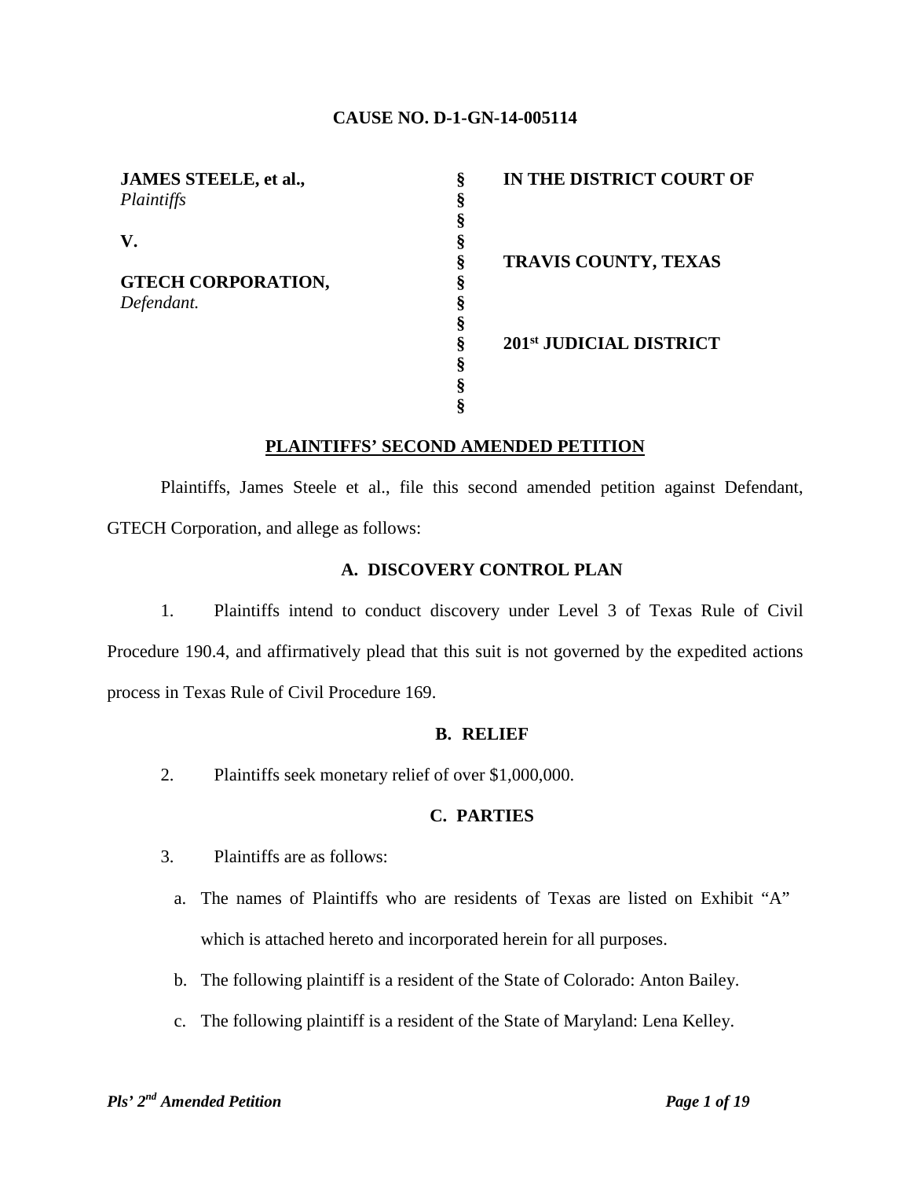**CAUSE NO. D-1-GN-14-005114**

| | | |
|---|---|---|
| **JAMES STEELE, et al.,** *Plaintiffs* | § | **IN THE DISTRICT COURT OF** |
| | § | |
| **V.** | § | |
| | § | **TRAVIS COUNTY, TEXAS** |
| **GTECH CORPORATION,** *Defendant.* | § | |
| | § | |
| | § | **201st JUDICIAL DISTRICT** |
| | § | |

## PLAINTIFFS' SECOND AMENDED PETITION

Plaintiffs, James Steele et al., file this second amended petition against Defendant, GTECH Corporation, and allege as follows:

### A. DISCOVERY CONTROL PLAN

1. Plaintiffs intend to conduct discovery under Level 3 of Texas Rule of Civil Procedure 190.4, and affirmatively plead that this suit is not governed by the expedited actions process in Texas Rule of Civil Procedure 169.

### B. RELIEF

2. Plaintiffs seek monetary relief of over $1,000,000.

### C. PARTIES

3. Plaintiffs are as follows:

   a. The names of Plaintiffs who are residents of Texas are listed on Exhibit "A" which is attached hereto and incorporated herein for all purposes.

   b. The following plaintiff is a resident of the State of Colorado: Anton Bailey.

   c. The following plaintiff is a resident of the State of Maryland: Lena Kelley.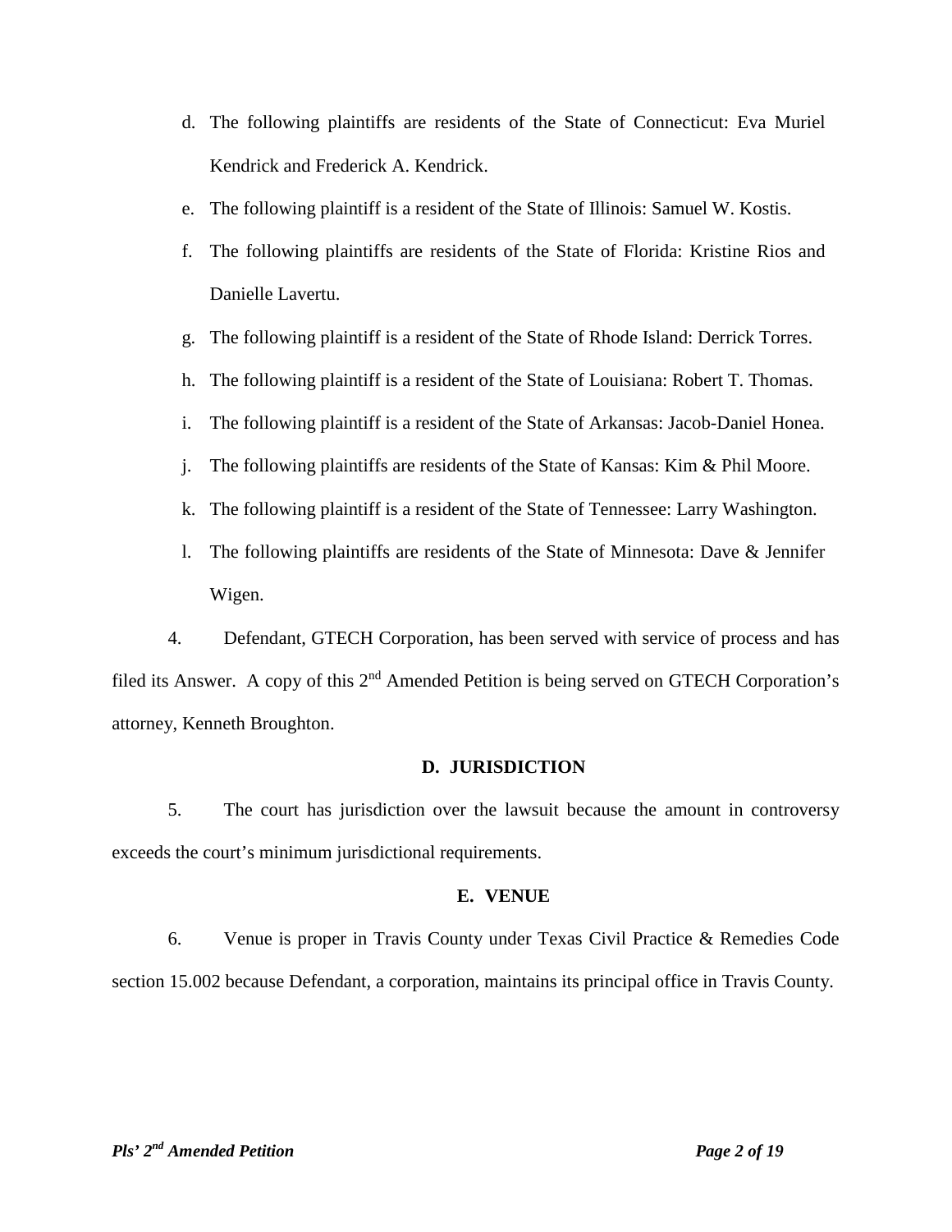d. The following plaintiffs are residents of the State of Connecticut: Eva Muriel Kendrick and Frederick A. Kendrick.

e. The following plaintiff is a resident of the State of Illinois: Samuel W. Kostis.

f. The following plaintiffs are residents of the State of Florida: Kristine Rios and Danielle Lavertu.

g. The following plaintiff is a resident of the State of Rhode Island: Derrick Torres.

h. The following plaintiff is a resident of the State of Louisiana: Robert T. Thomas.

i. The following plaintiff is a resident of the State of Arkansas: Jacob-Daniel Honea.

j. The following plaintiffs are residents of the State of Kansas: Kim & Phil Moore.

k. The following plaintiff is a resident of the State of Tennessee: Larry Washington.

l. The following plaintiffs are residents of the State of Minnesota: Dave & Jennifer Wigen.

4. Defendant, GTECH Corporation, has been served with service of process and has filed its Answer. A copy of this 2nd Amended Petition is being served on GTECH Corporation's attorney, Kenneth Broughton.

## D. JURISDICTION

5. The court has jurisdiction over the lawsuit because the amount in controversy exceeds the court's minimum jurisdictional requirements.

## E. VENUE

6. Venue is proper in Travis County under Texas Civil Practice & Remedies Code section 15.002 because Defendant, a corporation, maintains its principal office in Travis County.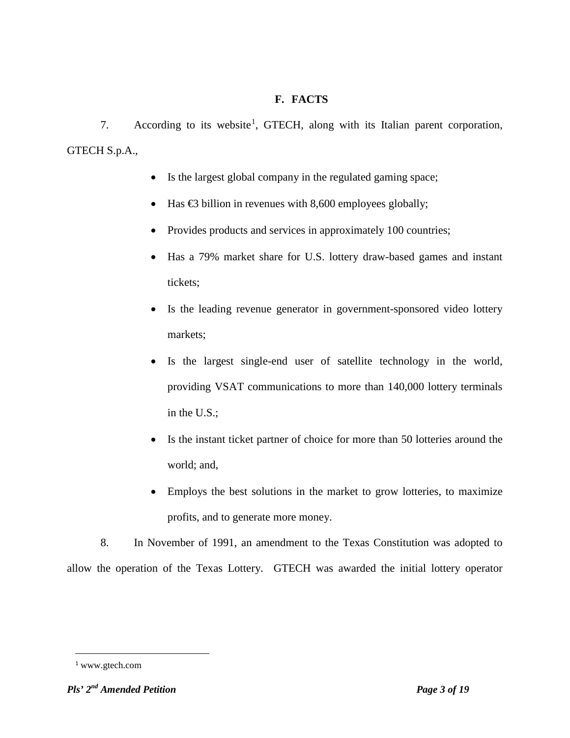## F. FACTS

7. According to its website[1], GTECH, along with its Italian parent corporation, GTECH S.p.A.,

- Is the largest global company in the regulated gaming space;
- Has €3 billion in revenues with 8,600 employees globally;
- Provides products and services in approximately 100 countries;
- Has a 79% market share for U.S. lottery draw-based games and instant tickets;
- Is the leading revenue generator in government-sponsored video lottery markets;
- Is the largest single-end user of satellite technology in the world, providing VSAT communications to more than 140,000 lottery terminals in the U.S.;
- Is the instant ticket partner of choice for more than 50 lotteries around the world; and,
- Employs the best solutions in the market to grow lotteries, to maximize profits, and to generate more money.

8. In November of 1991, an amendment to the Texas Constitution was adopted to allow the operation of the Texas Lottery. GTECH was awarded the initial lottery operator

[1] www.gtech.com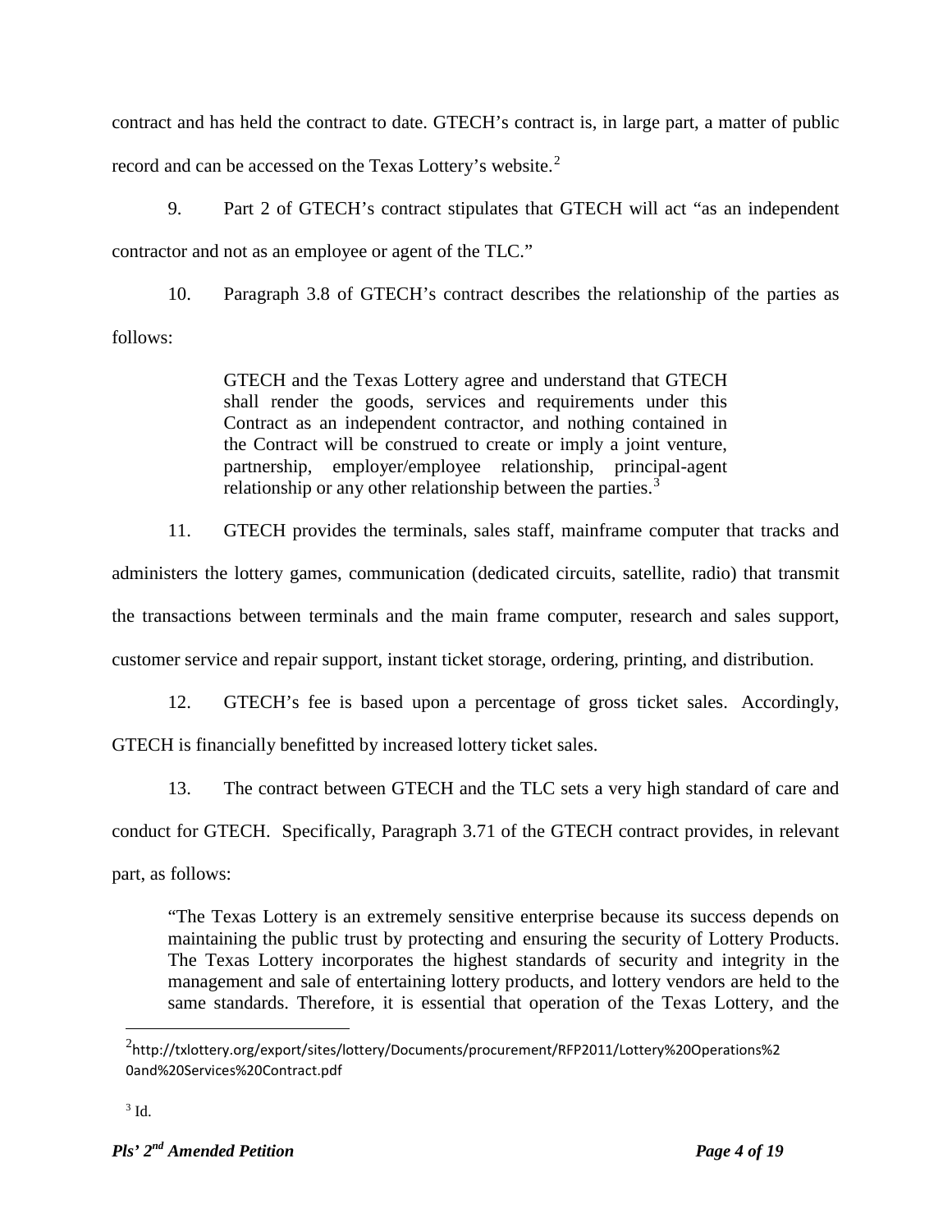contract and has held the contract to date. GTECH's contract is, in large part, a matter of public record and can be accessed on the Texas Lottery's website.[2]

9. Part 2 of GTECH's contract stipulates that GTECH will act "as an independent contractor and not as an employee or agent of the TLC."

10. Paragraph 3.8 of GTECH's contract describes the relationship of the parties as follows:

> GTECH and the Texas Lottery agree and understand that GTECH shall render the goods, services and requirements under this Contract as an independent contractor, and nothing contained in the Contract will be construed to create or imply a joint venture, partnership, employer/employee relationship, principal-agent relationship or any other relationship between the parties.[3]

11. GTECH provides the terminals, sales staff, mainframe computer that tracks and administers the lottery games, communication (dedicated circuits, satellite, radio) that transmit the transactions between terminals and the main frame computer, research and sales support, customer service and repair support, instant ticket storage, ordering, printing, and distribution.

12. GTECH's fee is based upon a percentage of gross ticket sales. Accordingly, GTECH is financially benefitted by increased lottery ticket sales.

13. The contract between GTECH and the TLC sets a very high standard of care and conduct for GTECH. Specifically, Paragraph 3.71 of the GTECH contract provides, in relevant part, as follows:

> "The Texas Lottery is an extremely sensitive enterprise because its success depends on maintaining the public trust by protecting and ensuring the security of Lottery Products. The Texas Lottery incorporates the highest standards of security and integrity in the management and sale of entertaining lottery products, and lottery vendors are held to the same standards. Therefore, it is essential that operation of the Texas Lottery, and the

---

[2] http://txlottery.org/export/sites/lottery/Documents/procurement/RFP2011/Lottery%20Operations%20and%20Services%20Contract.pdf

[3] Id.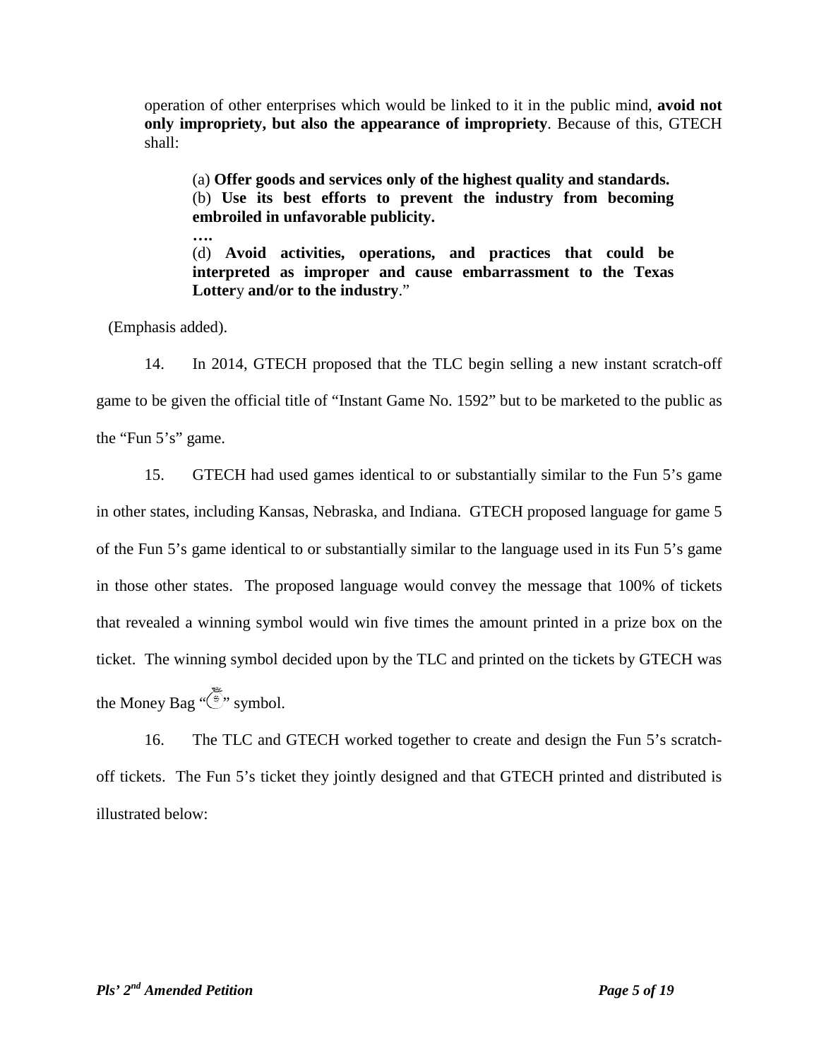operation of other enterprises which would be linked to it in the public mind, **avoid not only impropriety, but also the appearance of impropriety**. Because of this, GTECH shall:

> (a) **Offer goods and services only of the highest quality and standards.**
> (b) **Use its best efforts to prevent the industry from becoming embroiled in unfavorable publicity.**
> **….**
> (d) **Avoid activities, operations, and practices that could be interpreted as improper and cause embarrassment to the Texas Lottery and/or to the industry**."

(Emphasis added).

14. In 2014, GTECH proposed that the TLC begin selling a new instant scratch-off game to be given the official title of "Instant Game No. 1592" but to be marketed to the public as the "Fun 5's" game.

15. GTECH had used games identical to or substantially similar to the Fun 5's game in other states, including Kansas, Nebraska, and Indiana. GTECH proposed language for game 5 of the Fun 5's game identical to or substantially similar to the language used in its Fun 5's game in those other states. The proposed language would convey the message that 100% of tickets that revealed a winning symbol would win five times the amount printed in a prize box on the ticket. The winning symbol decided upon by the TLC and printed on the tickets by GTECH was the Money Bag "💰" symbol.

16. The TLC and GTECH worked together to create and design the Fun 5's scratch-off tickets. The Fun 5's ticket they jointly designed and that GTECH printed and distributed is illustrated below: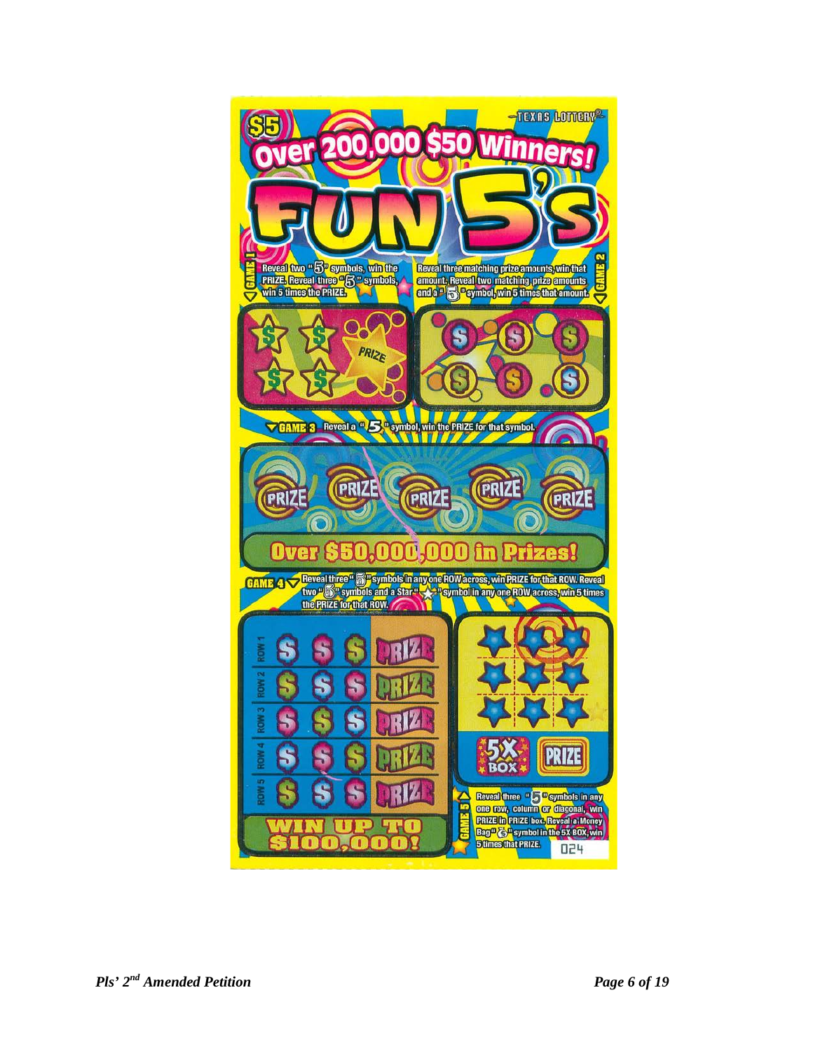$5

TEXAS LOTTERY®

Over 200,000 $50 Winners!

# FUN 5's

GAME 1 Reveal two "5" symbols, win the PRIZE. Reveal three "5" symbols, win 5 times the PRIZE.

GAME 2 Reveal three matching prize amounts, win that amount. Reveal two matching prize amounts and a "5" symbol, win 5 times that amount.

PRIZE

GAME 3 Reveal a "5" symbol, win the PRIZE for that symbol.

PRIZE PRIZE PRIZE PRIZE PRIZE

Over $50,000,000 in Prizes!

GAME 4 Reveal three "5" symbols in any one ROW across, win PRIZE for that ROW. Reveal two "5" symbols and a Star "★" symbol in any one ROW across, win 5 times the PRIZE for that ROW.

ROW 1 PRIZE
ROW 2 PRIZE
ROW 3 PRIZE
ROW 4 PRIZE
ROW 5 PRIZE

WIN UP TO $100,000!

5X BOX PRIZE

GAME 5 Reveal three "5" symbols in any one row, column or diagonal, win PRIZE in PRIZE box. Reveal a Money Bag "$" symbol in the 5X BOX, win 5 times that PRIZE.

024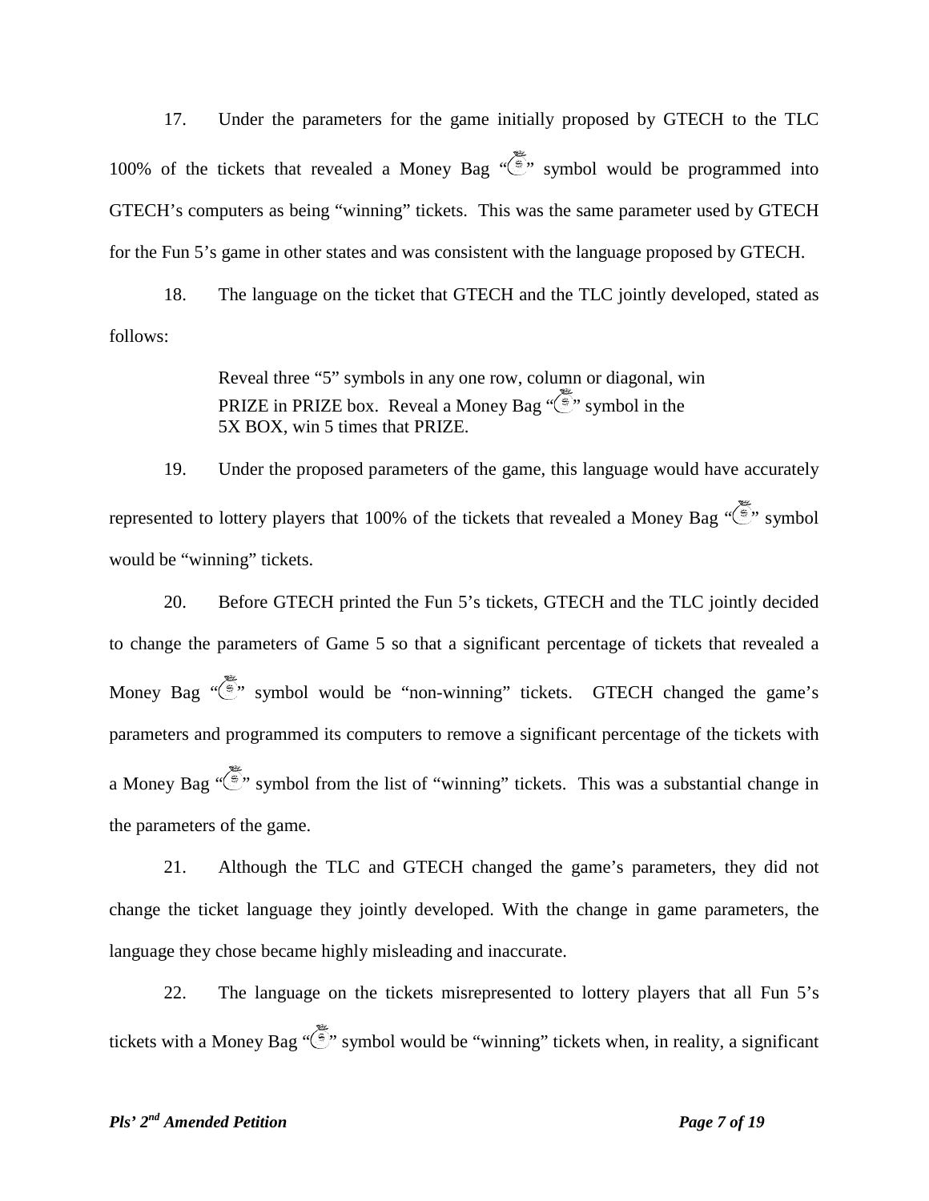17. Under the parameters for the game initially proposed by GTECH to the TLC 100% of the tickets that revealed a Money Bag "💰" symbol would be programmed into GTECH's computers as being "winning" tickets. This was the same parameter used by GTECH for the Fun 5's game in other states and was consistent with the language proposed by GTECH.

18. The language on the ticket that GTECH and the TLC jointly developed, stated as follows:

> Reveal three "5" symbols in any one row, column or diagonal, win PRIZE in PRIZE box. Reveal a Money Bag "💰" symbol in the 5X BOX, win 5 times that PRIZE.

19. Under the proposed parameters of the game, this language would have accurately represented to lottery players that 100% of the tickets that revealed a Money Bag "💰" symbol would be "winning" tickets.

20. Before GTECH printed the Fun 5's tickets, GTECH and the TLC jointly decided to change the parameters of Game 5 so that a significant percentage of tickets that revealed a Money Bag "💰" symbol would be "non-winning" tickets. GTECH changed the game's parameters and programmed its computers to remove a significant percentage of the tickets with a Money Bag "💰" symbol from the list of "winning" tickets. This was a substantial change in the parameters of the game.

21. Although the TLC and GTECH changed the game's parameters, they did not change the ticket language they jointly developed. With the change in game parameters, the language they chose became highly misleading and inaccurate.

22. The language on the tickets misrepresented to lottery players that all Fun 5's tickets with a Money Bag "💰" symbol would be "winning" tickets when, in reality, a significant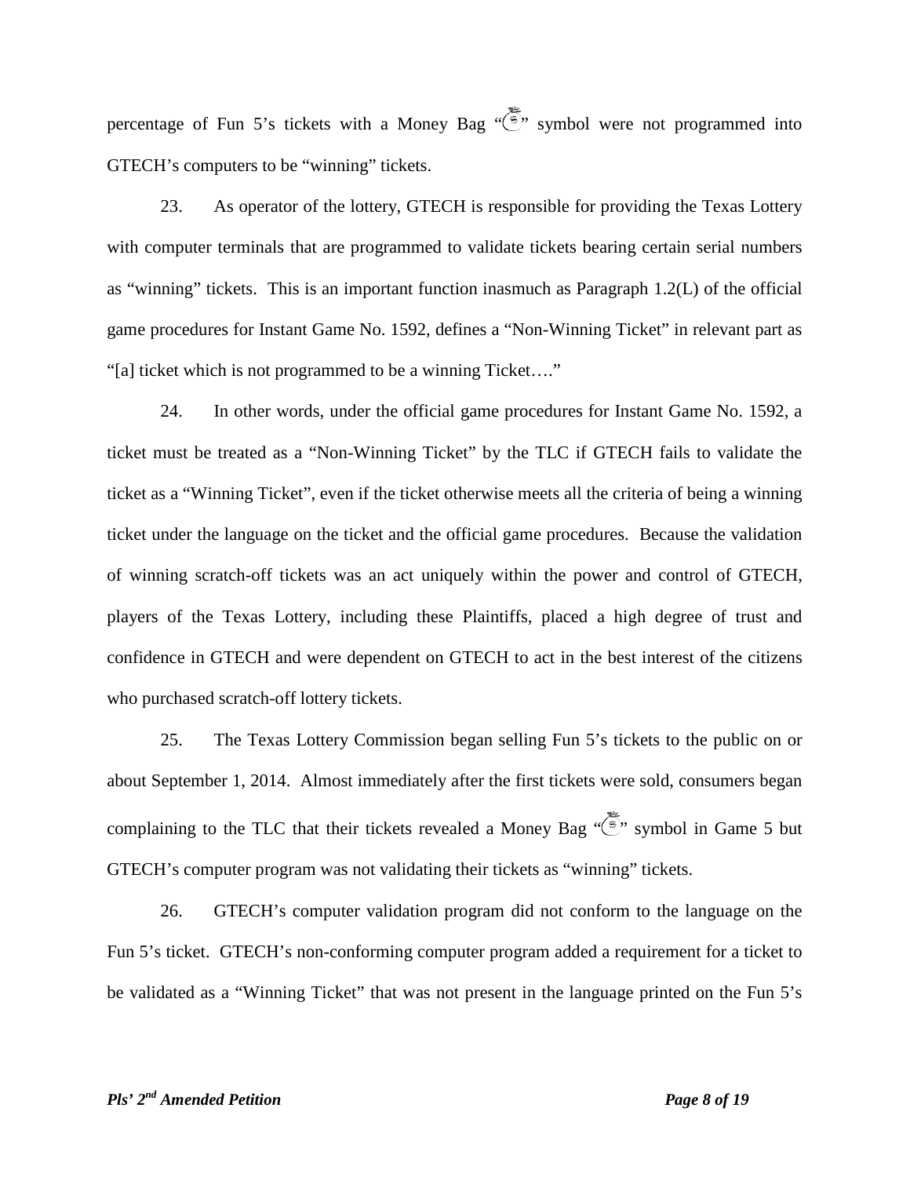percentage of Fun 5's tickets with a Money Bag "💰" symbol were not programmed into GTECH's computers to be "winning" tickets.

23. As operator of the lottery, GTECH is responsible for providing the Texas Lottery with computer terminals that are programmed to validate tickets bearing certain serial numbers as "winning" tickets. This is an important function inasmuch as Paragraph 1.2(L) of the official game procedures for Instant Game No. 1592, defines a "Non-Winning Ticket" in relevant part as "[a] ticket which is not programmed to be a winning Ticket…."

24. In other words, under the official game procedures for Instant Game No. 1592, a ticket must be treated as a "Non-Winning Ticket" by the TLC if GTECH fails to validate the ticket as a "Winning Ticket", even if the ticket otherwise meets all the criteria of being a winning ticket under the language on the ticket and the official game procedures. Because the validation of winning scratch-off tickets was an act uniquely within the power and control of GTECH, players of the Texas Lottery, including these Plaintiffs, placed a high degree of trust and confidence in GTECH and were dependent on GTECH to act in the best interest of the citizens who purchased scratch-off lottery tickets.

25. The Texas Lottery Commission began selling Fun 5's tickets to the public on or about September 1, 2014. Almost immediately after the first tickets were sold, consumers began complaining to the TLC that their tickets revealed a Money Bag "💰" symbol in Game 5 but GTECH's computer program was not validating their tickets as "winning" tickets.

26. GTECH's computer validation program did not conform to the language on the Fun 5's ticket. GTECH's non-conforming computer program added a requirement for a ticket to be validated as a "Winning Ticket" that was not present in the language printed on the Fun 5's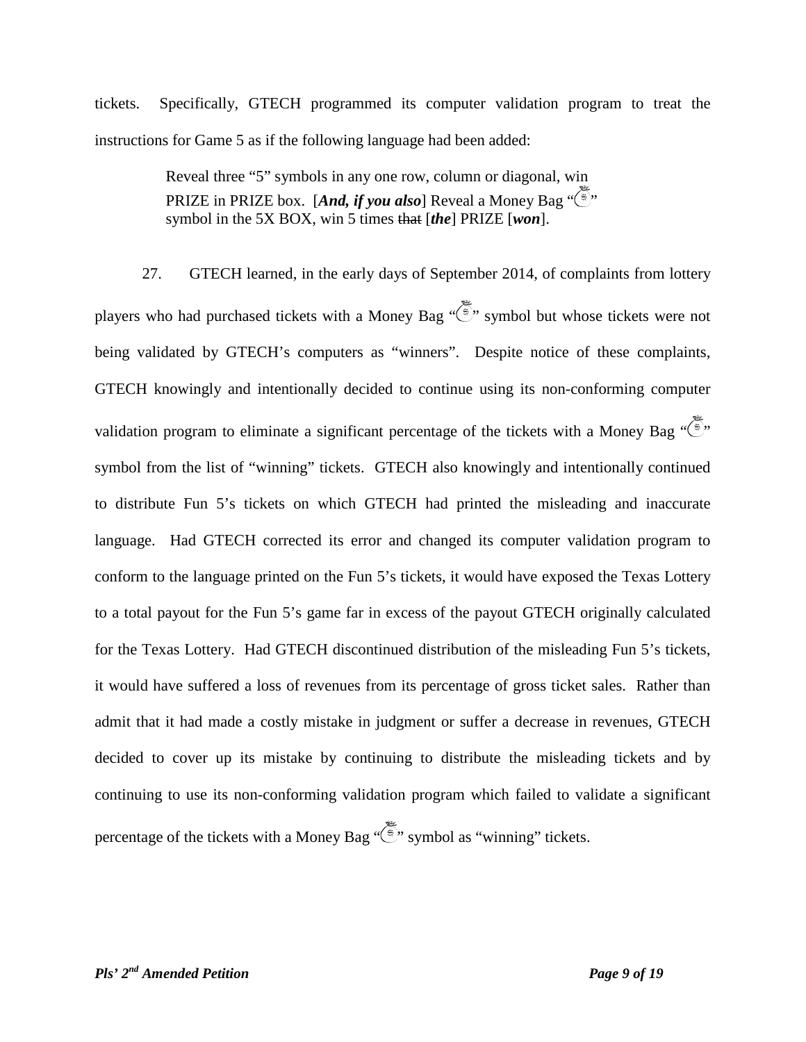tickets. Specifically, GTECH programmed its computer validation program to treat the instructions for Game 5 as if the following language had been added:

> Reveal three "5" symbols in any one row, column or diagonal, win PRIZE in PRIZE box. [***And, if you also***] Reveal a Money Bag "💰" symbol in the 5X BOX, win 5 times ~~that~~ [***the***] PRIZE [***won***].

27. GTECH learned, in the early days of September 2014, of complaints from lottery players who had purchased tickets with a Money Bag "💰" symbol but whose tickets were not being validated by GTECH's computers as "winners". Despite notice of these complaints, GTECH knowingly and intentionally decided to continue using its non-conforming computer validation program to eliminate a significant percentage of the tickets with a Money Bag "💰" symbol from the list of "winning" tickets. GTECH also knowingly and intentionally continued to distribute Fun 5's tickets on which GTECH had printed the misleading and inaccurate language. Had GTECH corrected its error and changed its computer validation program to conform to the language printed on the Fun 5's tickets, it would have exposed the Texas Lottery to a total payout for the Fun 5's game far in excess of the payout GTECH originally calculated for the Texas Lottery. Had GTECH discontinued distribution of the misleading Fun 5's tickets, it would have suffered a loss of revenues from its percentage of gross ticket sales. Rather than admit that it had made a costly mistake in judgment or suffer a decrease in revenues, GTECH decided to cover up its mistake by continuing to distribute the misleading tickets and by continuing to use its non-conforming validation program which failed to validate a significant percentage of the tickets with a Money Bag "💰" symbol as "winning" tickets.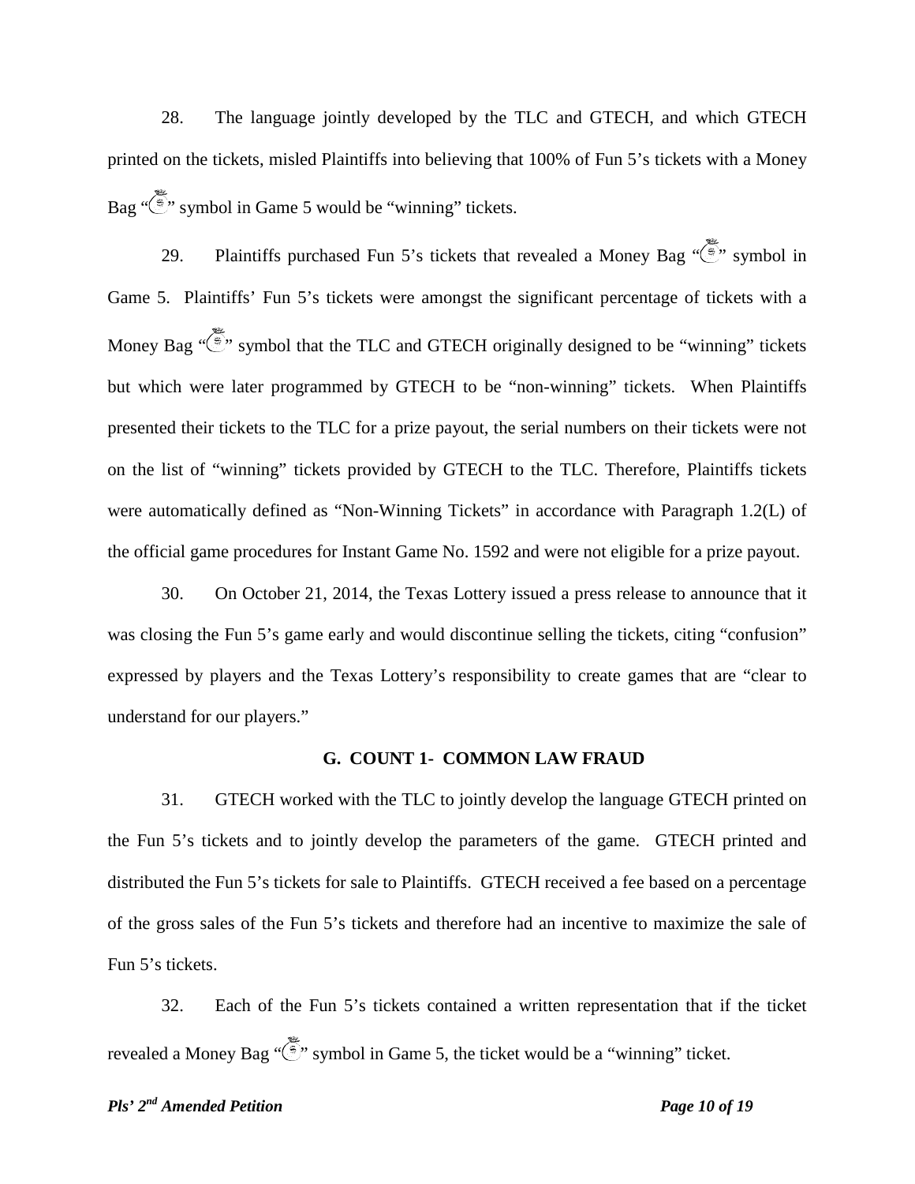28. The language jointly developed by the TLC and GTECH, and which GTECH printed on the tickets, misled Plaintiffs into believing that 100% of Fun 5's tickets with a Money Bag "💰" symbol in Game 5 would be "winning" tickets.

29. Plaintiffs purchased Fun 5's tickets that revealed a Money Bag "💰" symbol in Game 5. Plaintiffs' Fun 5's tickets were amongst the significant percentage of tickets with a Money Bag "💰" symbol that the TLC and GTECH originally designed to be "winning" tickets but which were later programmed by GTECH to be "non-winning" tickets. When Plaintiffs presented their tickets to the TLC for a prize payout, the serial numbers on their tickets were not on the list of "winning" tickets provided by GTECH to the TLC. Therefore, Plaintiffs tickets were automatically defined as "Non-Winning Tickets" in accordance with Paragraph 1.2(L) of the official game procedures for Instant Game No. 1592 and were not eligible for a prize payout.

30. On October 21, 2014, the Texas Lottery issued a press release to announce that it was closing the Fun 5's game early and would discontinue selling the tickets, citing "confusion" expressed by players and the Texas Lottery's responsibility to create games that are "clear to understand for our players."

### G. COUNT 1- COMMON LAW FRAUD

31. GTECH worked with the TLC to jointly develop the language GTECH printed on the Fun 5's tickets and to jointly develop the parameters of the game. GTECH printed and distributed the Fun 5's tickets for sale to Plaintiffs. GTECH received a fee based on a percentage of the gross sales of the Fun 5's tickets and therefore had an incentive to maximize the sale of Fun 5's tickets.

32. Each of the Fun 5's tickets contained a written representation that if the ticket revealed a Money Bag "💰" symbol in Game 5, the ticket would be a "winning" ticket.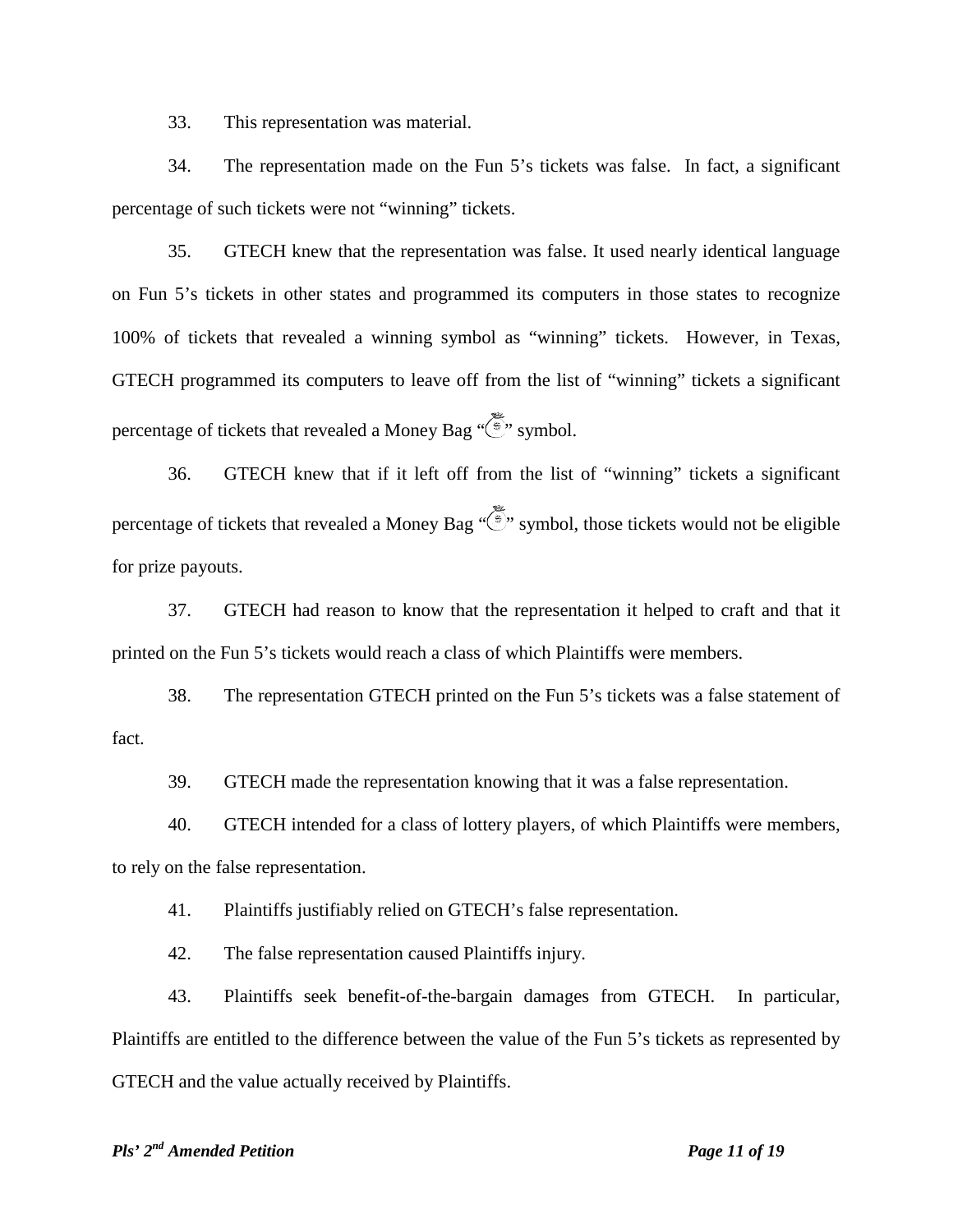33. This representation was material.

34. The representation made on the Fun 5's tickets was false. In fact, a significant percentage of such tickets were not "winning" tickets.

35. GTECH knew that the representation was false. It used nearly identical language on Fun 5's tickets in other states and programmed its computers in those states to recognize 100% of tickets that revealed a winning symbol as "winning" tickets. However, in Texas, GTECH programmed its computers to leave off from the list of "winning" tickets a significant percentage of tickets that revealed a Money Bag "💰" symbol.

36. GTECH knew that if it left off from the list of "winning" tickets a significant percentage of tickets that revealed a Money Bag "💰" symbol, those tickets would not be eligible for prize payouts.

37. GTECH had reason to know that the representation it helped to craft and that it printed on the Fun 5's tickets would reach a class of which Plaintiffs were members.

38. The representation GTECH printed on the Fun 5's tickets was a false statement of fact.

39. GTECH made the representation knowing that it was a false representation.

40. GTECH intended for a class of lottery players, of which Plaintiffs were members, to rely on the false representation.

41. Plaintiffs justifiably relied on GTECH's false representation.

42. The false representation caused Plaintiffs injury.

43. Plaintiffs seek benefit-of-the-bargain damages from GTECH. In particular, Plaintiffs are entitled to the difference between the value of the Fun 5's tickets as represented by GTECH and the value actually received by Plaintiffs.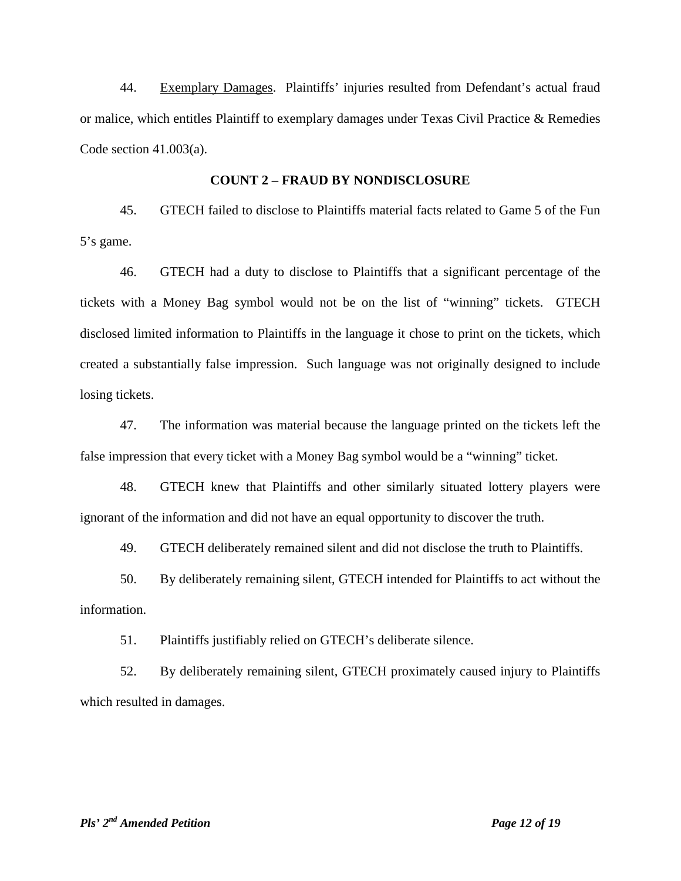44. Exemplary Damages. Plaintiffs' injuries resulted from Defendant's actual fraud or malice, which entitles Plaintiff to exemplary damages under Texas Civil Practice & Remedies Code section 41.003(a).

## COUNT 2 – FRAUD BY NONDISCLOSURE

45. GTECH failed to disclose to Plaintiffs material facts related to Game 5 of the Fun 5's game.

46. GTECH had a duty to disclose to Plaintiffs that a significant percentage of the tickets with a Money Bag symbol would not be on the list of "winning" tickets. GTECH disclosed limited information to Plaintiffs in the language it chose to print on the tickets, which created a substantially false impression. Such language was not originally designed to include losing tickets.

47. The information was material because the language printed on the tickets left the false impression that every ticket with a Money Bag symbol would be a "winning" ticket.

48. GTECH knew that Plaintiffs and other similarly situated lottery players were ignorant of the information and did not have an equal opportunity to discover the truth.

49. GTECH deliberately remained silent and did not disclose the truth to Plaintiffs.

50. By deliberately remaining silent, GTECH intended for Plaintiffs to act without the information.

51. Plaintiffs justifiably relied on GTECH's deliberate silence.

52. By deliberately remaining silent, GTECH proximately caused injury to Plaintiffs which resulted in damages.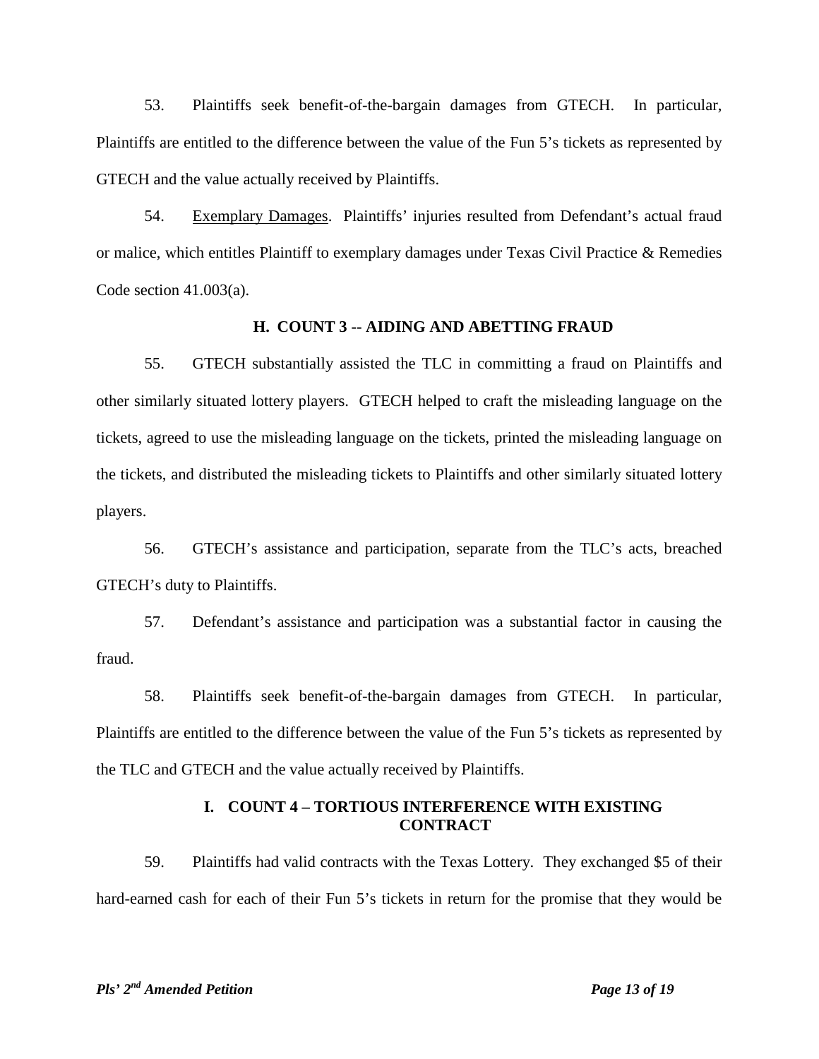53. Plaintiffs seek benefit-of-the-bargain damages from GTECH. In particular, Plaintiffs are entitled to the difference between the value of the Fun 5's tickets as represented by GTECH and the value actually received by Plaintiffs.

54. Exemplary Damages. Plaintiffs' injuries resulted from Defendant's actual fraud or malice, which entitles Plaintiff to exemplary damages under Texas Civil Practice & Remedies Code section 41.003(a).

### H. COUNT 3 -- AIDING AND ABETTING FRAUD

55. GTECH substantially assisted the TLC in committing a fraud on Plaintiffs and other similarly situated lottery players. GTECH helped to craft the misleading language on the tickets, agreed to use the misleading language on the tickets, printed the misleading language on the tickets, and distributed the misleading tickets to Plaintiffs and other similarly situated lottery players.

56. GTECH's assistance and participation, separate from the TLC's acts, breached GTECH's duty to Plaintiffs.

57. Defendant's assistance and participation was a substantial factor in causing the fraud.

58. Plaintiffs seek benefit-of-the-bargain damages from GTECH. In particular, Plaintiffs are entitled to the difference between the value of the Fun 5's tickets as represented by the TLC and GTECH and the value actually received by Plaintiffs.

### I. COUNT 4 – TORTIOUS INTERFERENCE WITH EXISTING CONTRACT

59. Plaintiffs had valid contracts with the Texas Lottery. They exchanged $5 of their hard-earned cash for each of their Fun 5's tickets in return for the promise that they would be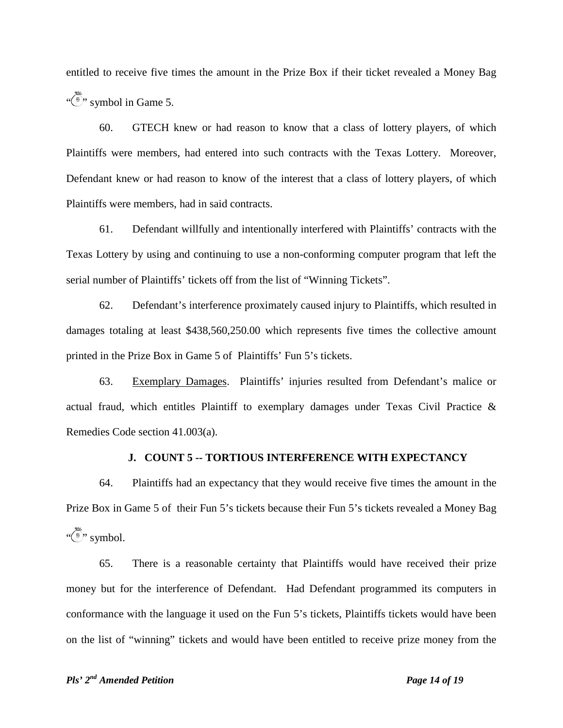entitled to receive five times the amount in the Prize Box if their ticket revealed a Money Bag "💰" symbol in Game 5.

60. GTECH knew or had reason to know that a class of lottery players, of which Plaintiffs were members, had entered into such contracts with the Texas Lottery. Moreover, Defendant knew or had reason to know of the interest that a class of lottery players, of which Plaintiffs were members, had in said contracts.

61. Defendant willfully and intentionally interfered with Plaintiffs' contracts with the Texas Lottery by using and continuing to use a non-conforming computer program that left the serial number of Plaintiffs' tickets off from the list of "Winning Tickets".

62. Defendant's interference proximately caused injury to Plaintiffs, which resulted in damages totaling at least $438,560,250.00 which represents five times the collective amount printed in the Prize Box in Game 5 of Plaintiffs' Fun 5's tickets.

63. Exemplary Damages. Plaintiffs' injuries resulted from Defendant's malice or actual fraud, which entitles Plaintiff to exemplary damages under Texas Civil Practice & Remedies Code section 41.003(a).

### J. COUNT 5 -- TORTIOUS INTERFERENCE WITH EXPECTANCY

64. Plaintiffs had an expectancy that they would receive five times the amount in the Prize Box in Game 5 of their Fun 5's tickets because their Fun 5's tickets revealed a Money Bag "💰" symbol.

65. There is a reasonable certainty that Plaintiffs would have received their prize money but for the interference of Defendant. Had Defendant programmed its computers in conformance with the language it used on the Fun 5's tickets, Plaintiffs tickets would have been on the list of "winning" tickets and would have been entitled to receive prize money from the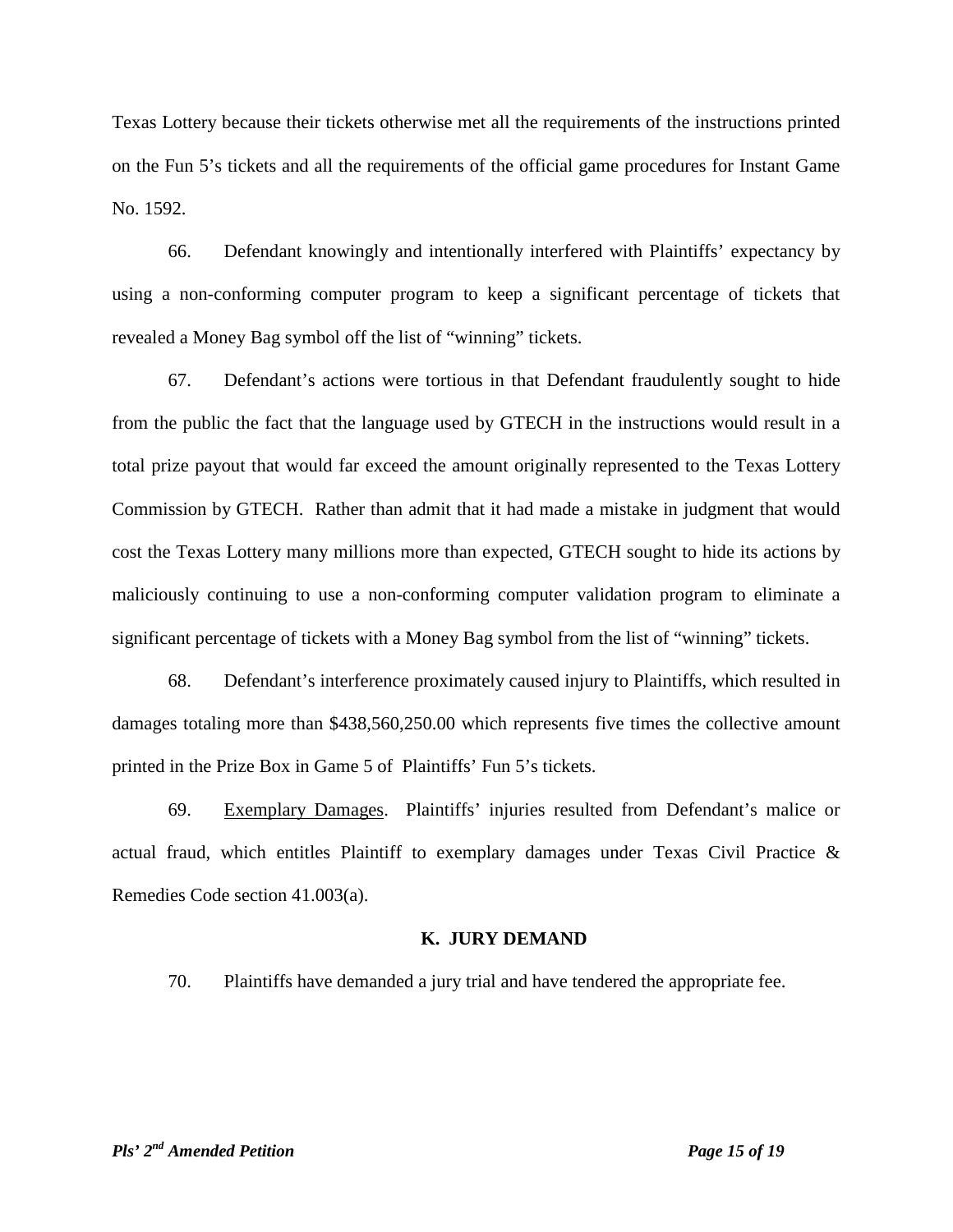Texas Lottery because their tickets otherwise met all the requirements of the instructions printed on the Fun 5's tickets and all the requirements of the official game procedures for Instant Game No. 1592.

66. Defendant knowingly and intentionally interfered with Plaintiffs' expectancy by using a non-conforming computer program to keep a significant percentage of tickets that revealed a Money Bag symbol off the list of "winning" tickets.

67. Defendant's actions were tortious in that Defendant fraudulently sought to hide from the public the fact that the language used by GTECH in the instructions would result in a total prize payout that would far exceed the amount originally represented to the Texas Lottery Commission by GTECH. Rather than admit that it had made a mistake in judgment that would cost the Texas Lottery many millions more than expected, GTECH sought to hide its actions by maliciously continuing to use a non-conforming computer validation program to eliminate a significant percentage of tickets with a Money Bag symbol from the list of "winning" tickets.

68. Defendant's interference proximately caused injury to Plaintiffs, which resulted in damages totaling more than $438,560,250.00 which represents five times the collective amount printed in the Prize Box in Game 5 of Plaintiffs' Fun 5's tickets.

69. Exemplary Damages. Plaintiffs' injuries resulted from Defendant's malice or actual fraud, which entitles Plaintiff to exemplary damages under Texas Civil Practice & Remedies Code section 41.003(a).

## K. JURY DEMAND

70. Plaintiffs have demanded a jury trial and have tendered the appropriate fee.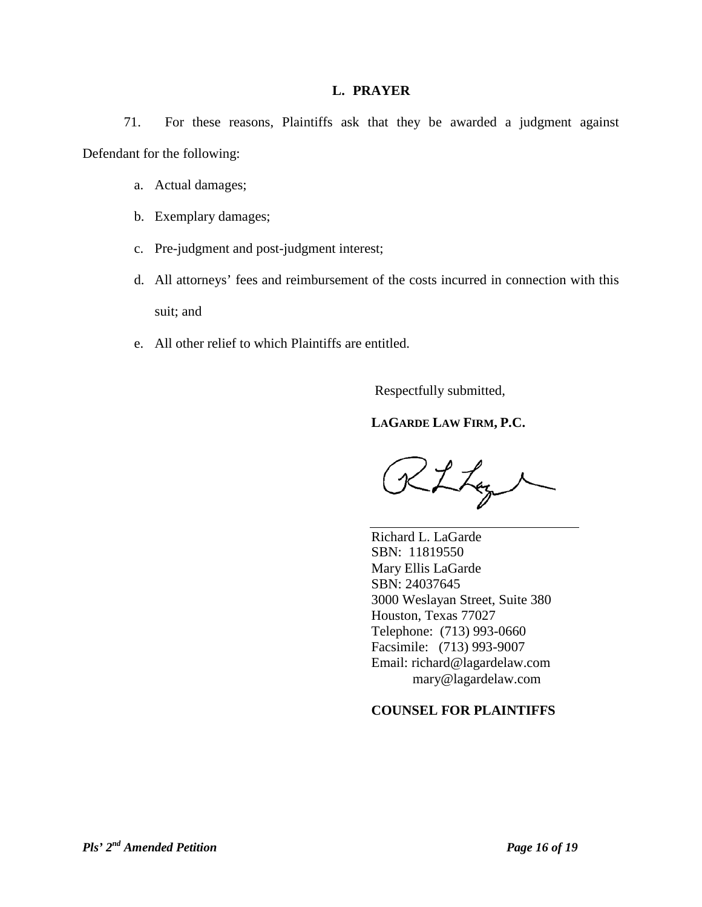## L. PRAYER

71. For these reasons, Plaintiffs ask that they be awarded a judgment against Defendant for the following:

a. Actual damages;

b. Exemplary damages;

c. Pre-judgment and post-judgment interest;

d. All attorneys' fees and reimbursement of the costs incurred in connection with this suit; and

e. All other relief to which Plaintiffs are entitled.

Respectfully submitted,

**LAGARDE LAW FIRM, P.C.**

Richard L. LaGarde
SBN: 11819550
Mary Ellis LaGarde
SBN: 24037645
3000 Weslayan Street, Suite 380
Houston, Texas 77027
Telephone: (713) 993-0660
Facsimile: (713) 993-9007
Email: richard@lagardelaw.com
mary@lagardelaw.com

**COUNSEL FOR PLAINTIFFS**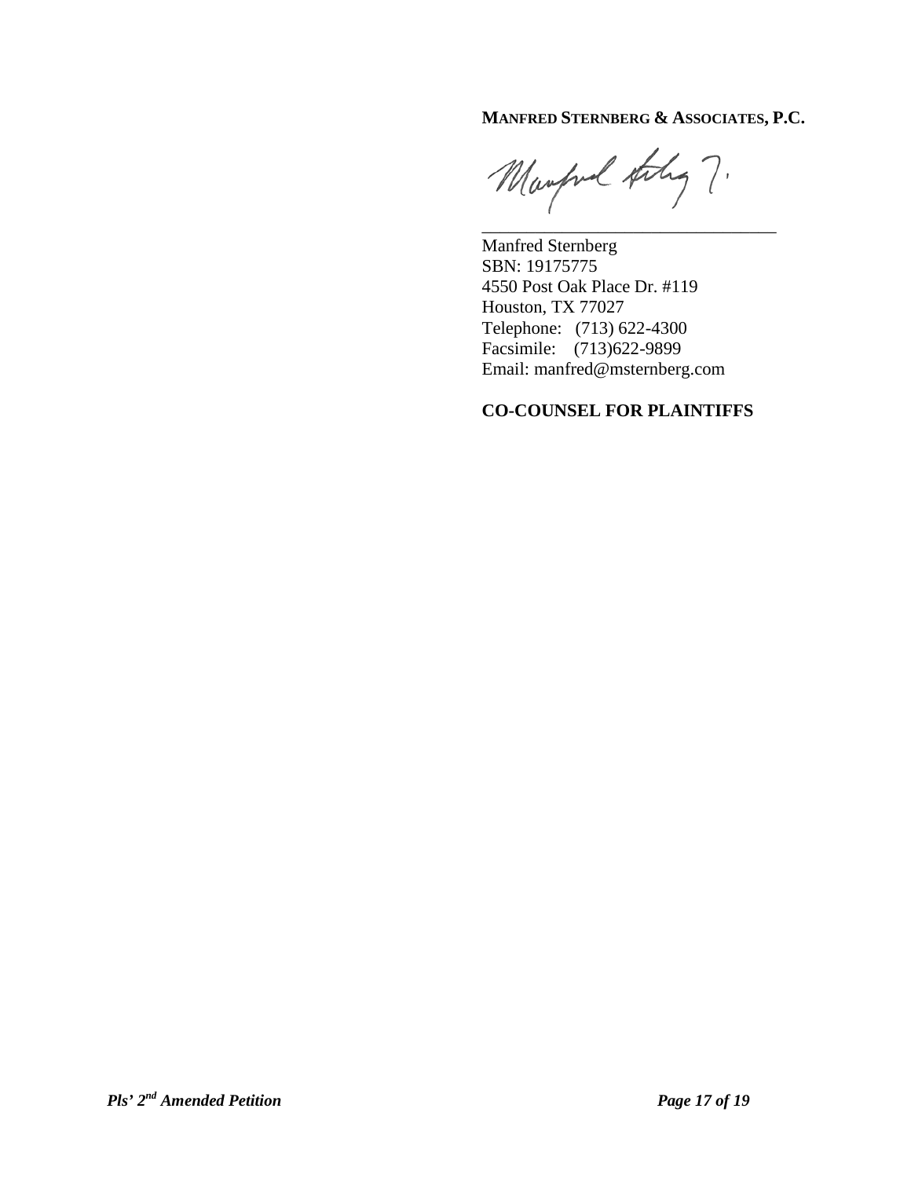**MANFRED STERNBERG & ASSOCIATES, P.C.**

\_\_\_\_\_\_\_\_\_\_\_\_\_\_\_\_\_\_\_\_\_\_\_\_\_\_\_\_\_\_\_\_\_\_\_

Manfred Sternberg
SBN: 19175775
4550 Post Oak Place Dr. #119
Houston, TX 77027
Telephone: (713) 622-4300
Facsimile: (713)622-9899
Email: manfred@msternberg.com

**CO-COUNSEL FOR PLAINTIFFS**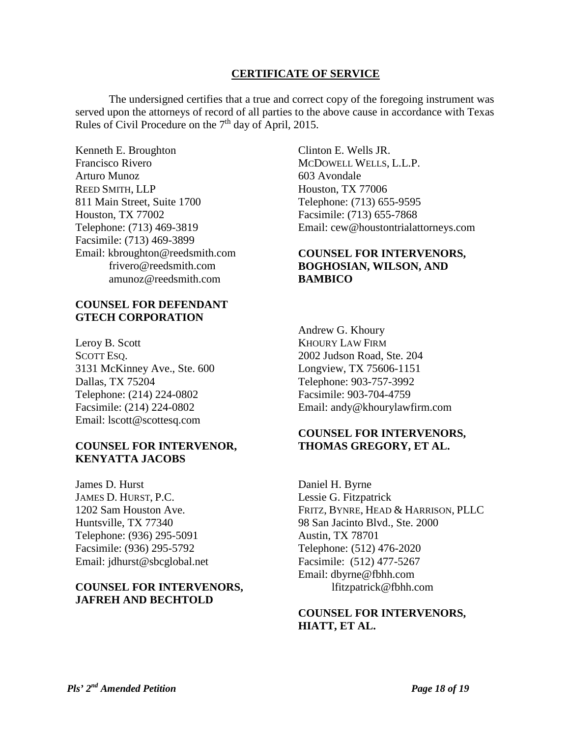## CERTIFICATE OF SERVICE

The undersigned certifies that a true and correct copy of the foregoing instrument was served upon the attorneys of record of all parties to the above cause in accordance with Texas Rules of Civil Procedure on the 7th day of April, 2015.

Kenneth E. Broughton
Francisco Rivero
Arturo Munoz
REED SMITH, LLP
811 Main Street, Suite 1700
Houston, TX 77002
Telephone: (713) 469-3819
Facsimile: (713) 469-3899
Email: kbroughton@reedsmith.com
frivero@reedsmith.com
amunoz@reedsmith.com

**COUNSEL FOR DEFENDANT GTECH CORPORATION**

Leroy B. Scott
SCOTT ESQ.
3131 McKinney Ave., Ste. 600
Dallas, TX 75204
Telephone: (214) 224-0802
Facsimile: (214) 224-0802
Email: lscott@scottesq.com

**COUNSEL FOR INTERVENOR, KENYATTA JACOBS**

James D. Hurst
JAMES D. HURST, P.C.
1202 Sam Houston Ave.
Huntsville, TX 77340
Telephone: (936) 295-5091
Facsimile: (936) 295-5792
Email: jdhurst@sbcglobal.net

**COUNSEL FOR INTERVENORS, JAFREH AND BECHTOLD**

Clinton E. Wells JR.
MCDOWELL WELLS, L.L.P.
603 Avondale
Houston, TX 77006
Telephone: (713) 655-9595
Facsimile: (713) 655-7868
Email: cew@houstontrialattorneys.com

**COUNSEL FOR INTERVENORS, BOGHOSIAN, WILSON, AND BAMBICO**

Andrew G. Khoury
KHOURY LAW FIRM
2002 Judson Road, Ste. 204
Longview, TX 75606-1151
Telephone: 903-757-3992
Facsimile: 903-704-4759
Email: andy@khourylawfirm.com

**COUNSEL FOR INTERVENORS, THOMAS GREGORY, ET AL.**

Daniel H. Byrne
Lessie G. Fitzpatrick
FRITZ, BYNRE, HEAD & HARRISON, PLLC
98 San Jacinto Blvd., Ste. 2000
Austin, TX 78701
Telephone: (512) 476-2020
Facsimile: (512) 477-5267
Email: dbyrne@fbhh.com
lfitzpatrick@fbhh.com

**COUNSEL FOR INTERVENORS, HIATT, ET AL.**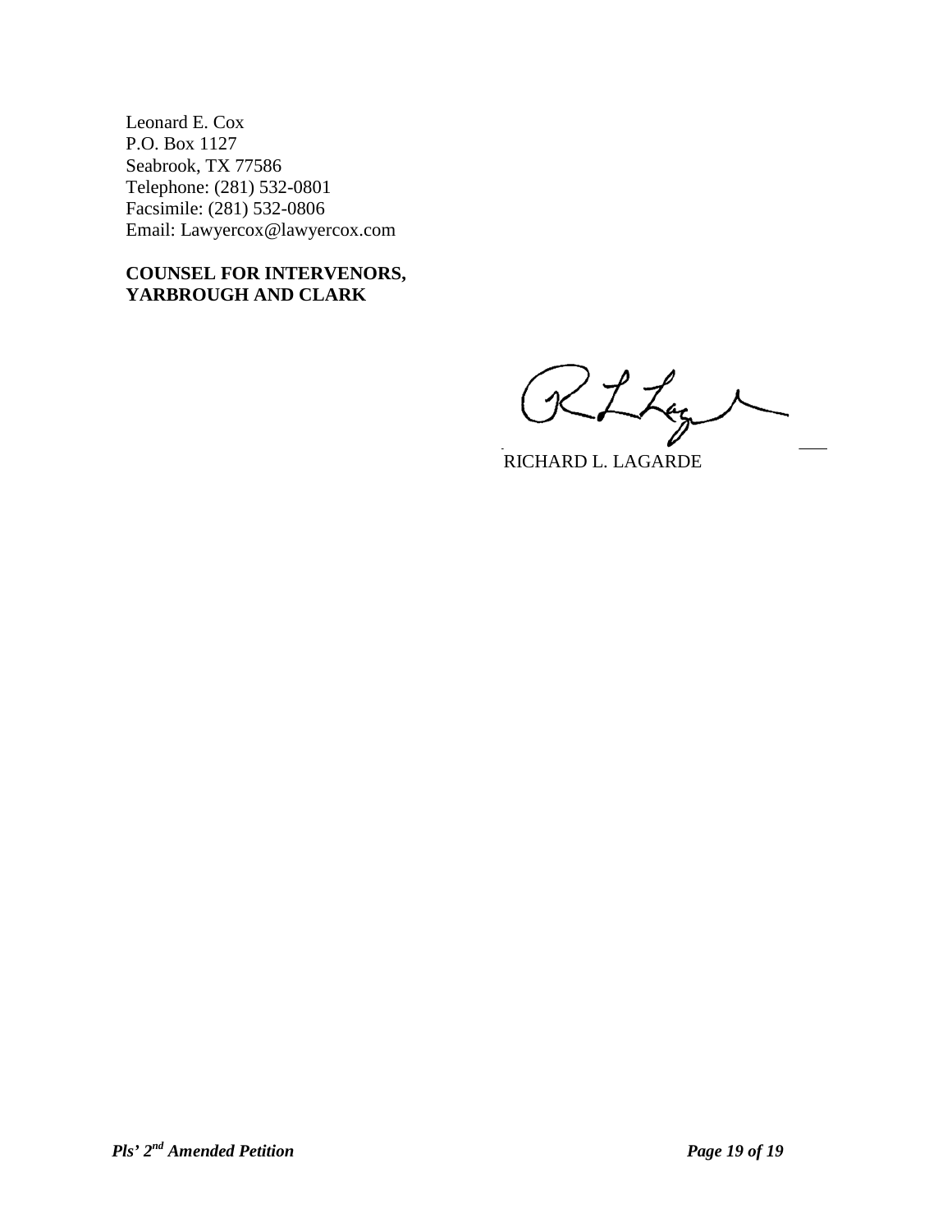Leonard E. Cox
P.O. Box 1127
Seabrook, TX 77586
Telephone: (281) 532-0801
Facsimile: (281) 532-0806
Email: Lawyercox@lawyercox.com

**COUNSEL FOR INTERVENORS,**
**YARBROUGH AND CLARK**

RICHARD L. LAGARDE